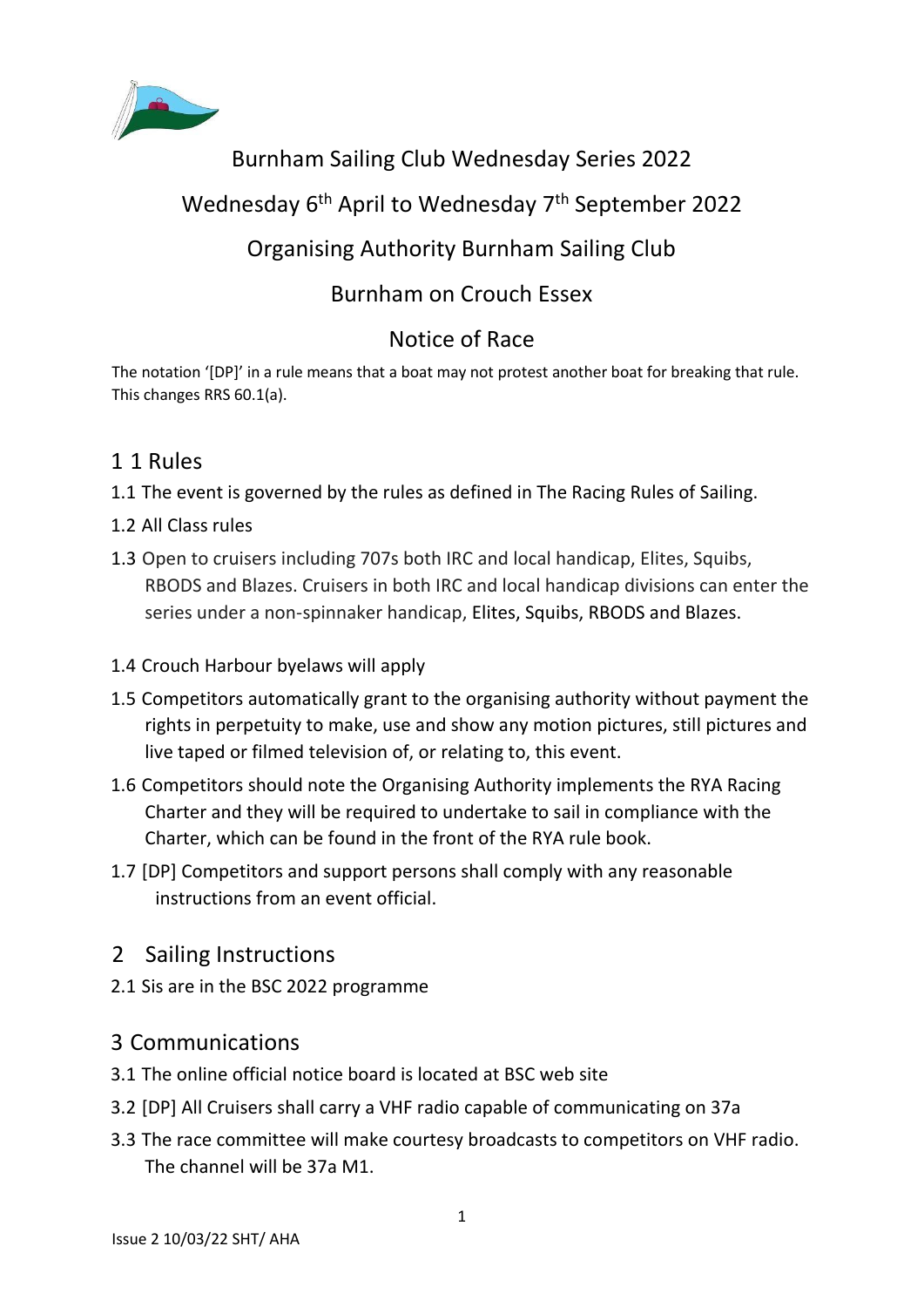# Burnham Sailing Club Wednesday Series 2022

## Wednesday 6th April to Wednesday 7th September 2022

## Organising Authority Burnham Sailing Club

## Burnham on Crouch Essex

## Notice of Race

The notation '[DP]' in a rule means that a boat may not protest another boat for breaking that rule. This changes RRS 60.1(a).

## 1 1 Rules

1.1 The event is governed by the rules as defined in The Racing Rules of Sailing.

1.2 All Class rules

1.3 Open to cruisers including 707s both IRC and local handicap, Elites, Squibs, RBODS and Blazes. Cruisers in both IRC and local handicap divisions can enter the series under a non-spinnaker handicap, Elites, Squibs, RBODS and Blazes.

1.4 Crouch Harbour byelaws will apply

1.5 Competitors automatically grant to the organising authority without payment the rights in perpetuity to make, use and show any motion pictures, still pictures and live taped or filmed television of, or relating to, this event.

1.6 Competitors should note the Organising Authority implements the RYA Racing Charter and they will be required to undertake to sail in compliance with the Charter, which can be found in the front of the RYA rule book.

1.7 [DP] Competitors and support persons shall comply with any reasonable instructions from an event official.

## 2 Sailing Instructions

2.1 Sis are in the BSC 2022 programme

## 3 Communications

3.1 The online official notice board is located at BSC web site

3.2 [DP] All Cruisers shall carry a VHF radio capable of communicating on 37a

3.3 The race committee will make courtesy broadcasts to competitors on VHF radio. The channel will be 37a M1.

Issue 2 10/03/22 SHT/ AHA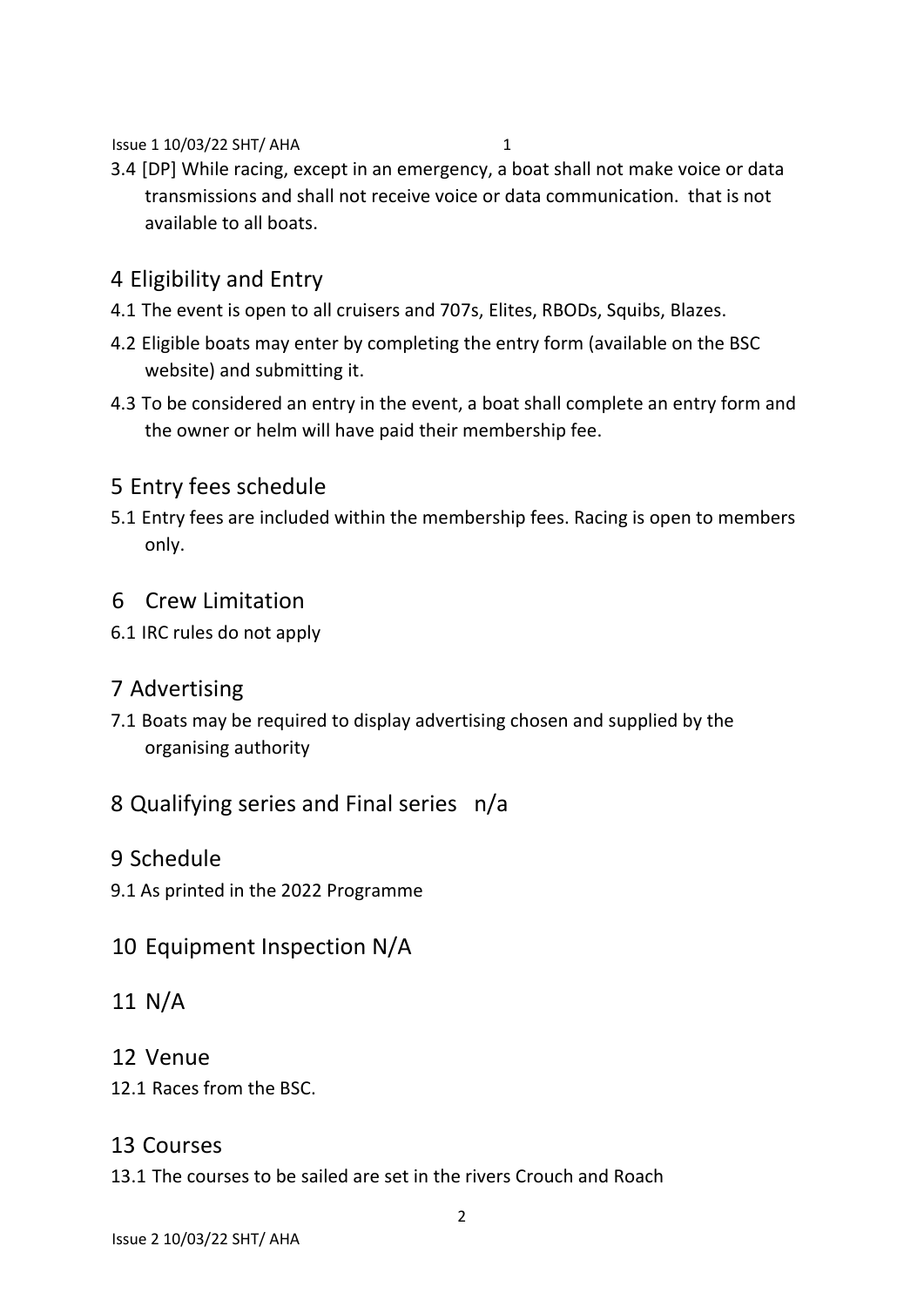3.4 [DP] While racing, except in an emergency, a boat shall not make voice or data transmissions and shall not receive voice or data communication.  that is not available to all boats.

## 4 Eligibility and Entry

4.1 The event is open to all cruisers and 707s, Elites, RBODs, Squibs, Blazes.

4.2 Eligible boats may enter by completing the entry form (available on the BSC website) and submitting it.

4.3 To be considered an entry in the event, a boat shall complete an entry form and the owner or helm will have paid their membership fee.

## 5 Entry fees schedule

5.1 Entry fees are included within the membership fees. Racing is open to members only.

## 6 Crew Limitation

6.1 IRC rules do not apply

## 7 Advertising

7.1 Boats may be required to display advertising chosen and supplied by the organising authority

## 8 Qualifying series and Final series   n/a

## 9 Schedule

9.1 As printed in the 2022 Programme

## 10 Equipment Inspection N/A

## 11 N/A

## 12 Venue

12.1 Races from the BSC.

## 13 Courses

13.1 The courses to be sailed are set in the rivers Crouch and Roach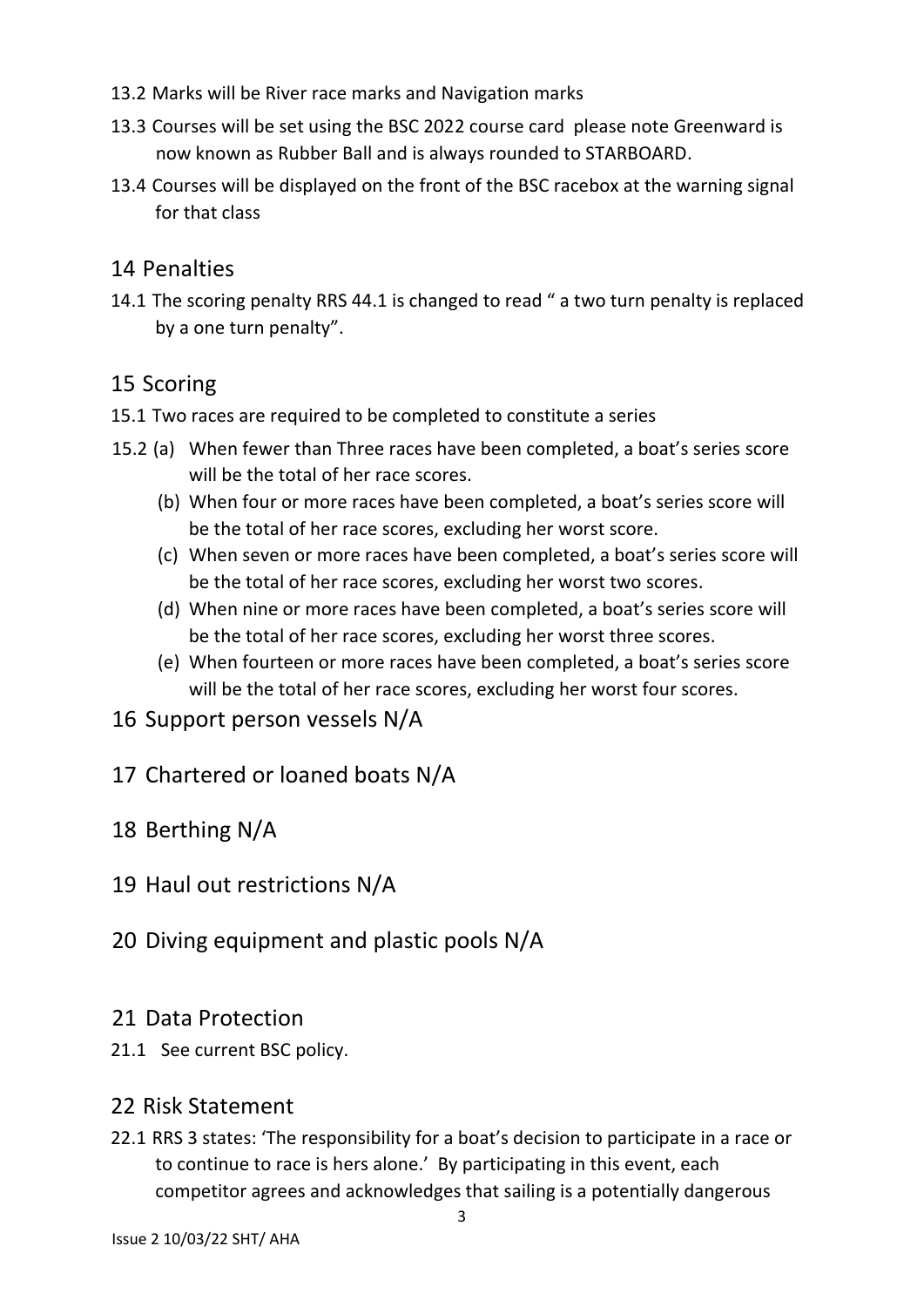13.2 Marks will be River race marks and Navigation marks

13.3 Courses will be set using the BSC 2022 course card please note Greenward is now known as Rubber Ball and is always rounded to STARBOARD.

13.4 Courses will be displayed on the front of the BSC racebox at the warning signal for that class

## 14 Penalties

14.1 The scoring penalty RRS 44.1 is changed to read " a two turn penalty is replaced by a one turn penalty".

## 15 Scoring

15.1 Two races are required to be completed to constitute a series

15.2 (a) When fewer than Three races have been completed, a boat's series score will be the total of her race scores.

(b) When four or more races have been completed, a boat's series score will be the total of her race scores, excluding her worst score.

(c) When seven or more races have been completed, a boat's series score will be the total of her race scores, excluding her worst two scores.

(d) When nine or more races have been completed, a boat's series score will be the total of her race scores, excluding her worst three scores.

(e) When fourteen or more races have been completed, a boat's series score will be the total of her race scores, excluding her worst four scores.

## 16 Support person vessels N/A

## 17 Chartered or loaned boats N/A

## 18 Berthing N/A

## 19 Haul out restrictions N/A

## 20 Diving equipment and plastic pools N/A

## 21 Data Protection

21.1 See current BSC policy.

## 22 Risk Statement

22.1 RRS 3 states: 'The responsibility for a boat's decision to participate in a race or to continue to race is hers alone.' By participating in this event, each competitor agrees and acknowledges that sailing is a potentially dangerous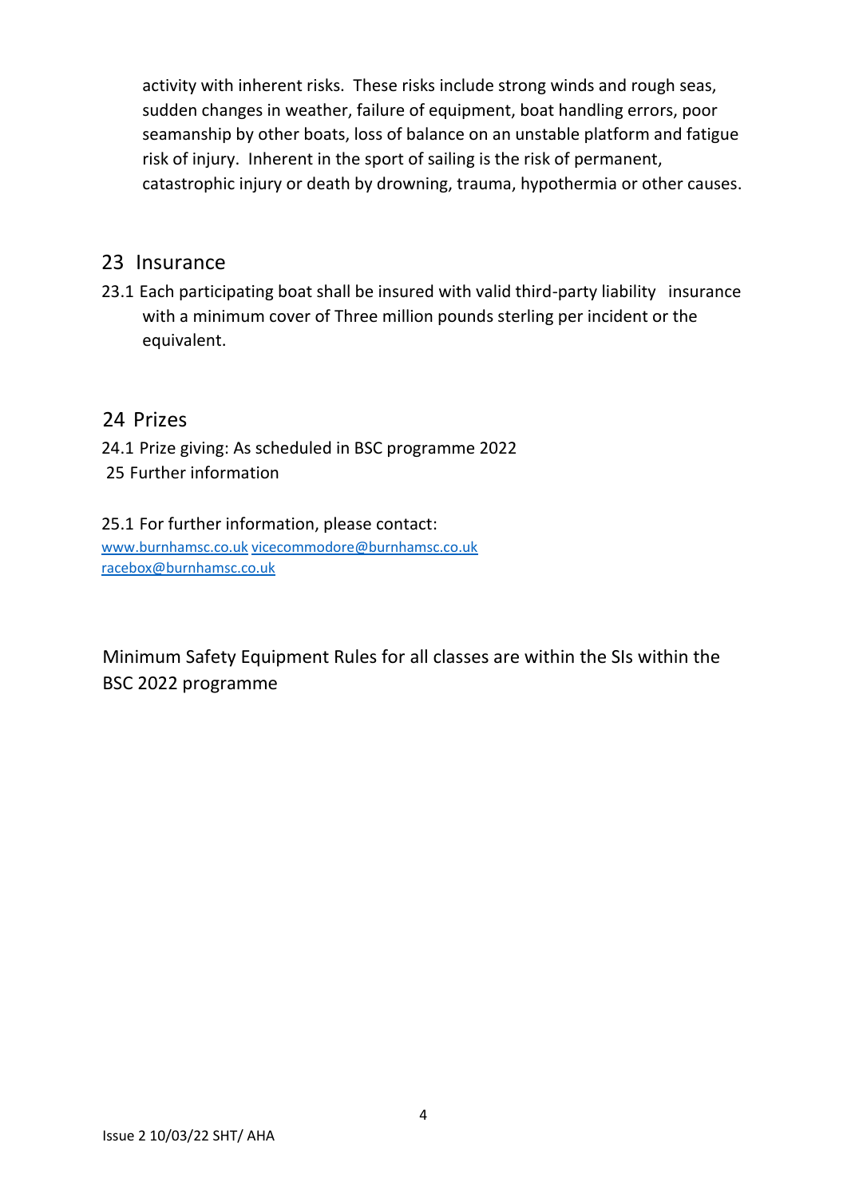activity with inherent risks. These risks include strong winds and rough seas, sudden changes in weather, failure of equipment, boat handling errors, poor seamanship by other boats, loss of balance on an unstable platform and fatigue risk of injury. Inherent in the sport of sailing is the risk of permanent, catastrophic injury or death by drowning, trauma, hypothermia or other causes.

## 23 Insurance

23.1 Each participating boat shall be insured with valid third-party liability insurance with a minimum cover of Three million pounds sterling per incident or the equivalent.

## 24 Prizes

24.1 Prize giving: As scheduled in BSC programme 2022

## 25 Further information

25.1 For further information, please contact:
www.burnhamsc.co.uk vicecommodore@burnhamsc.co.uk
racebox@burnhamsc.co.uk

Minimum Safety Equipment Rules for all classes are within the SIs within the BSC 2022 programme

Issue 2 10/03/22 SHT/ AHA